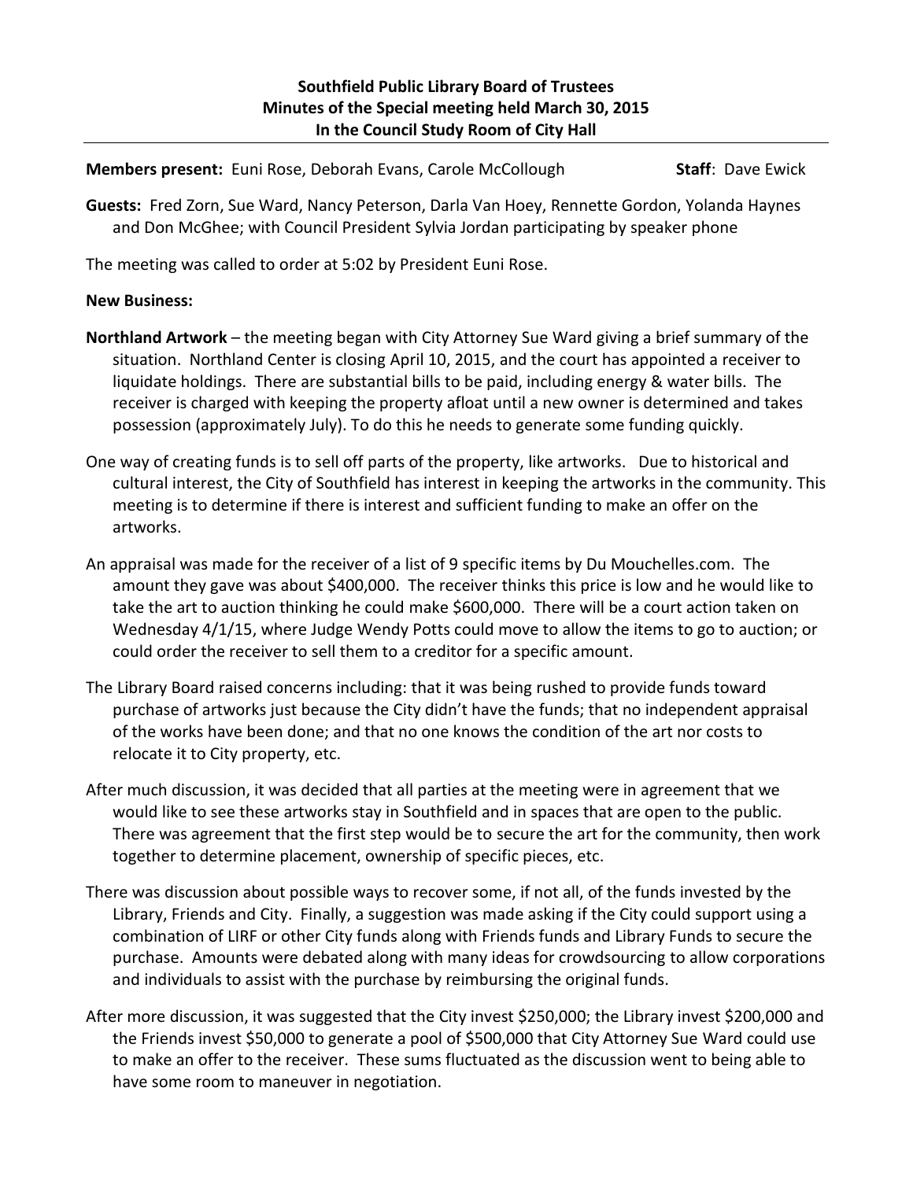**Southfield Public Library Board of Trustees**
**Minutes of the Special meeting held March 30, 2015**
**In the Council Study Room of City Hall**

---

**Members present:** Euni Rose, Deborah Evans, Carole McCollough **Staff**: Dave Ewick

**Guests:** Fred Zorn, Sue Ward, Nancy Peterson, Darla Van Hoey, Rennette Gordon, Yolanda Haynes and Don McGhee; with Council President Sylvia Jordan participating by speaker phone

The meeting was called to order at 5:02 by President Euni Rose.

**New Business:**

**Northland Artwork** – the meeting began with City Attorney Sue Ward giving a brief summary of the situation. Northland Center is closing April 10, 2015, and the court has appointed a receiver to liquidate holdings. There are substantial bills to be paid, including energy & water bills. The receiver is charged with keeping the property afloat until a new owner is determined and takes possession (approximately July). To do this he needs to generate some funding quickly.

One way of creating funds is to sell off parts of the property, like artworks. Due to historical and cultural interest, the City of Southfield has interest in keeping the artworks in the community. This meeting is to determine if there is interest and sufficient funding to make an offer on the artworks.

An appraisal was made for the receiver of a list of 9 specific items by Du Mouchelles.com. The amount they gave was about $400,000. The receiver thinks this price is low and he would like to take the art to auction thinking he could make $600,000. There will be a court action taken on Wednesday 4/1/15, where Judge Wendy Potts could move to allow the items to go to auction; or could order the receiver to sell them to a creditor for a specific amount.

The Library Board raised concerns including: that it was being rushed to provide funds toward purchase of artworks just because the City didn't have the funds; that no independent appraisal of the works have been done; and that no one knows the condition of the art nor costs to relocate it to City property, etc.

After much discussion, it was decided that all parties at the meeting were in agreement that we would like to see these artworks stay in Southfield and in spaces that are open to the public. There was agreement that the first step would be to secure the art for the community, then work together to determine placement, ownership of specific pieces, etc.

There was discussion about possible ways to recover some, if not all, of the funds invested by the Library, Friends and City. Finally, a suggestion was made asking if the City could support using a combination of LIRF or other City funds along with Friends funds and Library Funds to secure the purchase. Amounts were debated along with many ideas for crowdsourcing to allow corporations and individuals to assist with the purchase by reimbursing the original funds.

After more discussion, it was suggested that the City invest $250,000; the Library invest $200,000 and the Friends invest $50,000 to generate a pool of $500,000 that City Attorney Sue Ward could use to make an offer to the receiver. These sums fluctuated as the discussion went to being able to have some room to maneuver in negotiation.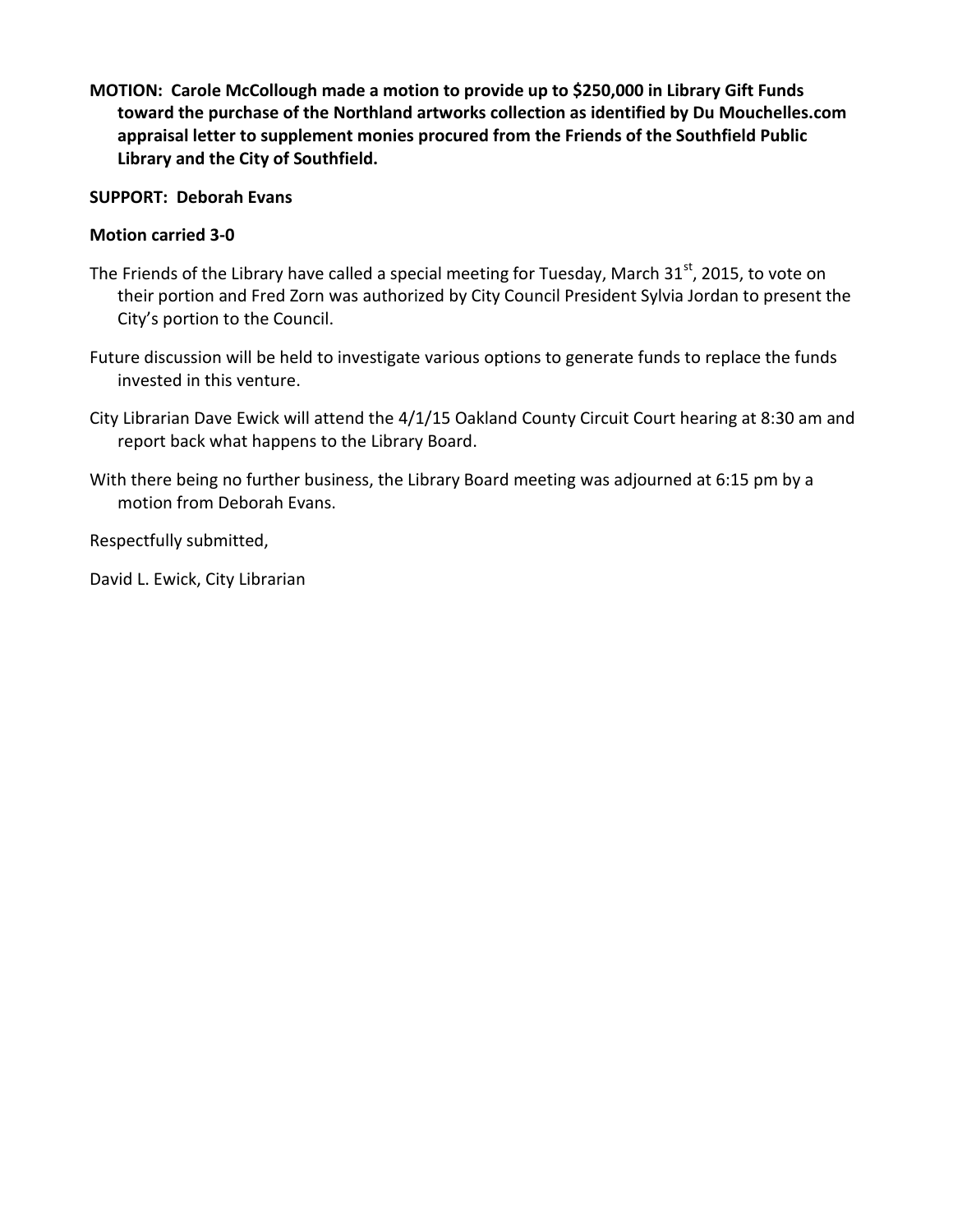**MOTION: Carole McCollough made a motion to provide up to $250,000 in Library Gift Funds toward the purchase of the Northland artworks collection as identified by Du Mouchelles.com appraisal letter to supplement monies procured from the Friends of the Southfield Public Library and the City of Southfield.**

**SUPPORT: Deborah Evans**

**Motion carried 3-0**

The Friends of the Library have called a special meeting for Tuesday, March 31st, 2015, to vote on their portion and Fred Zorn was authorized by City Council President Sylvia Jordan to present the City's portion to the Council.

Future discussion will be held to investigate various options to generate funds to replace the funds invested in this venture.

City Librarian Dave Ewick will attend the 4/1/15 Oakland County Circuit Court hearing at 8:30 am and report back what happens to the Library Board.

With there being no further business, the Library Board meeting was adjourned at 6:15 pm by a motion from Deborah Evans.

Respectfully submitted,

David L. Ewick, City Librarian